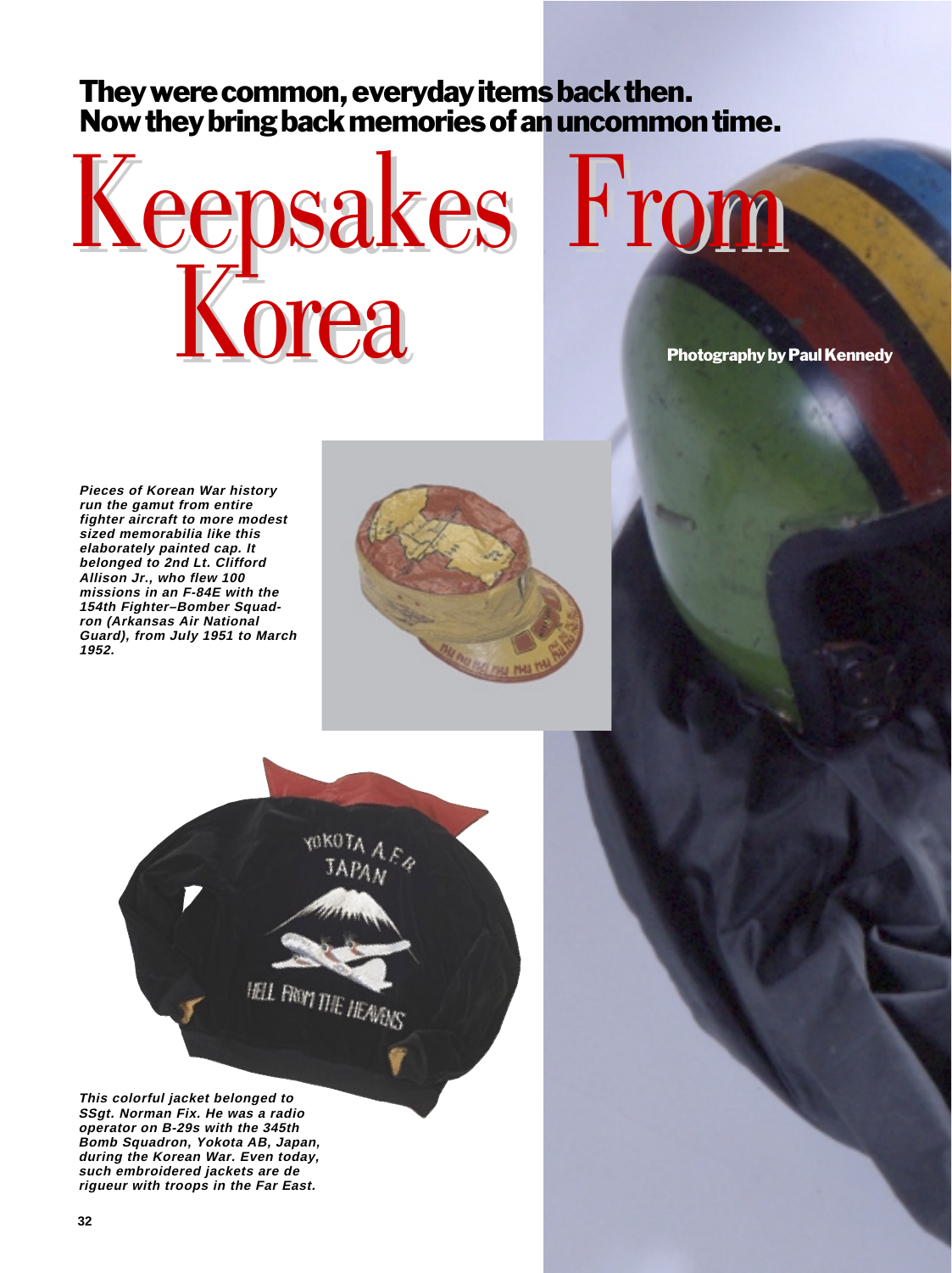**They were common, everyday items back then. Now they bring back memories of an uncommon time.**

# Keepsakes From Korea

**Photography by Paul Kennedy**

***Pieces of Korean War history run the gamut from entire fighter aircraft to more modest sized memorabilia like this elaborately painted cap. It belonged to 2nd Lt. Clifford Allison Jr., who flew 100 missions in an F-84E with the 154th Fighter–Bomber Squadron (Arkansas Air National Guard), from July 1951 to March 1952.***

***This colorful jacket belonged to SSgt. Norman Fix. He was a radio operator on B-29s with the 345th Bomb Squadron, Yokota AB, Japan, during the Korean War. Even today, such embroidered jackets are de rigueur with troops in the Far East.***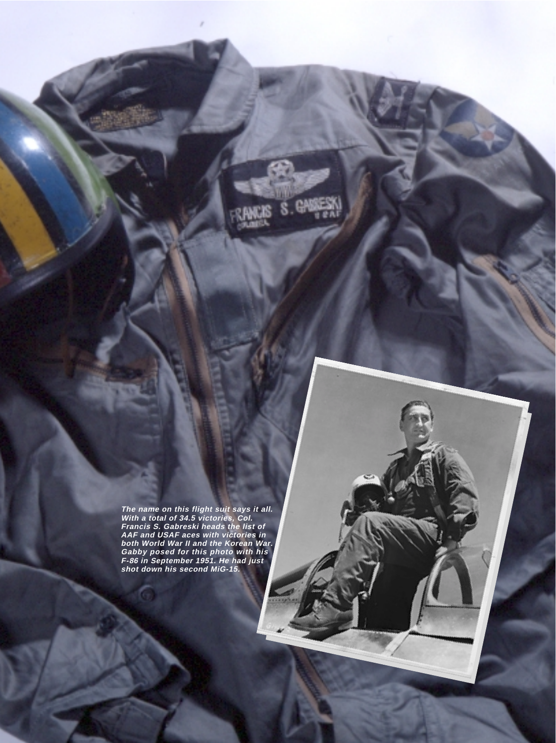*The name on this flight suit says it all. With a total of 34.5 victories, Col. Francis S. Gabreski heads the list of AAF and USAF aces with victories in both World War II and the Korean War. Gabby posed for this photo with his F-86 in September 1951. He had just shot down his second MiG-15.*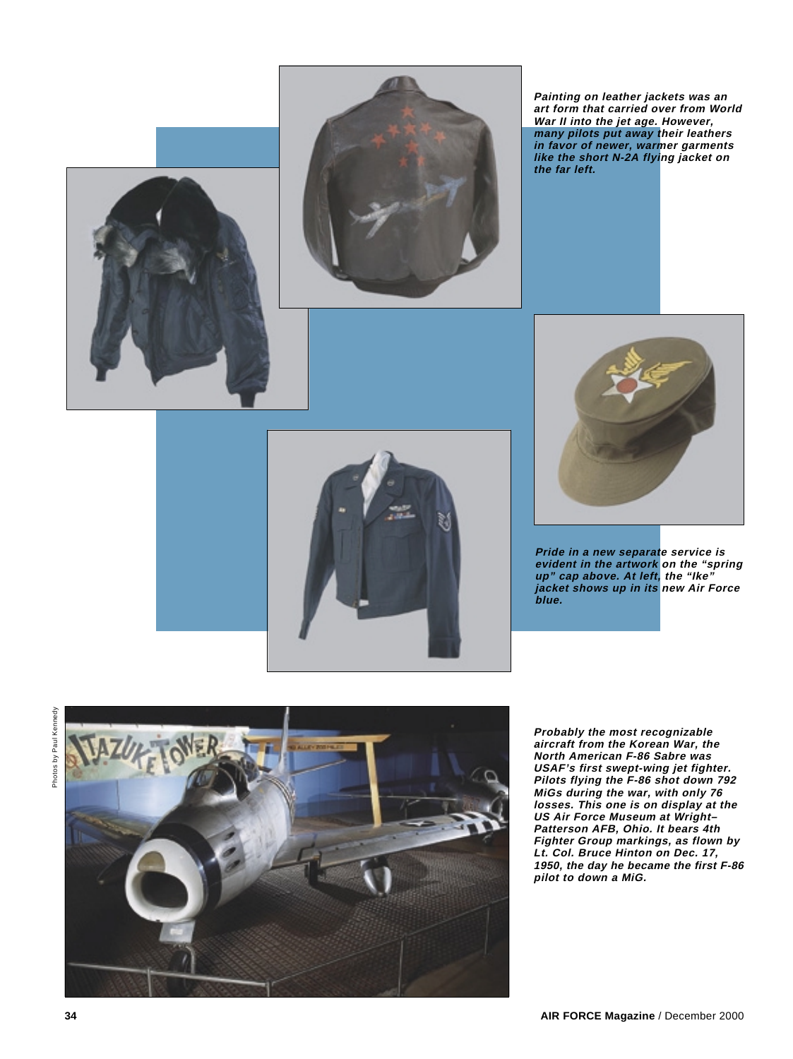*Painting on leather jackets was an art form that carried over from World War II into the jet age. However, many pilots put away their leathers in favor of newer, warmer garments like the short N-2A flying jacket on the far left.*

*Pride in a new separate service is evident in the artwork on the "spring up" cap above. At left, the "Ike" jacket shows up in its new Air Force blue.*

Photos by Paul Kennedy

*Probably the most recognizable aircraft from the Korean War, the North American F-86 Sabre was USAF's first swept-wing jet fighter. Pilots flying the F-86 shot down 792 MiGs during the war, with only 76 losses. This one is on display at the US Air Force Museum at Wright–Patterson AFB, Ohio. It bears 4th Fighter Group markings, as flown by Lt. Col. Bruce Hinton on Dec. 17, 1950, the day he became the first F-86 pilot to down a MiG.*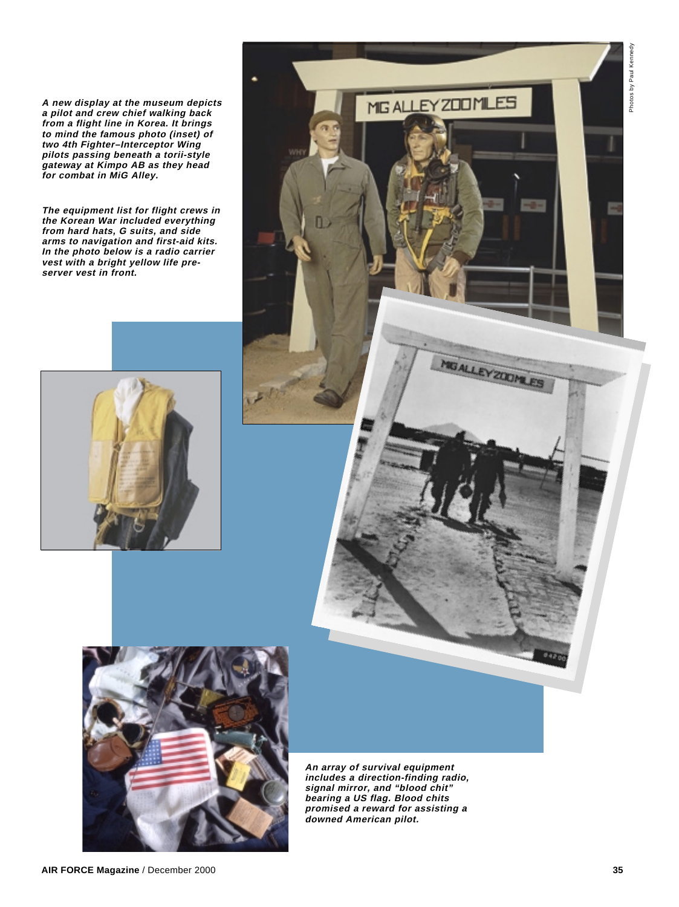A new display at the museum depicts a pilot and crew chief walking back from a flight line in Korea. It brings to mind the famous photo (inset) of two 4th Fighter–Interceptor Wing pilots passing beneath a torii-style gateway at Kimpo AB as they head for combat in MiG Alley.

The equipment list for flight crews in the Korean War included everything from hard hats, G suits, and side arms to navigation and first-aid kits. In the photo below is a radio carrier vest with a bright yellow life preserver vest in front.

Photos by Paul Kennedy

An array of survival equipment includes a direction-finding radio, signal mirror, and "blood chit" bearing a US flag. Blood chits promised a reward for assisting a downed American pilot.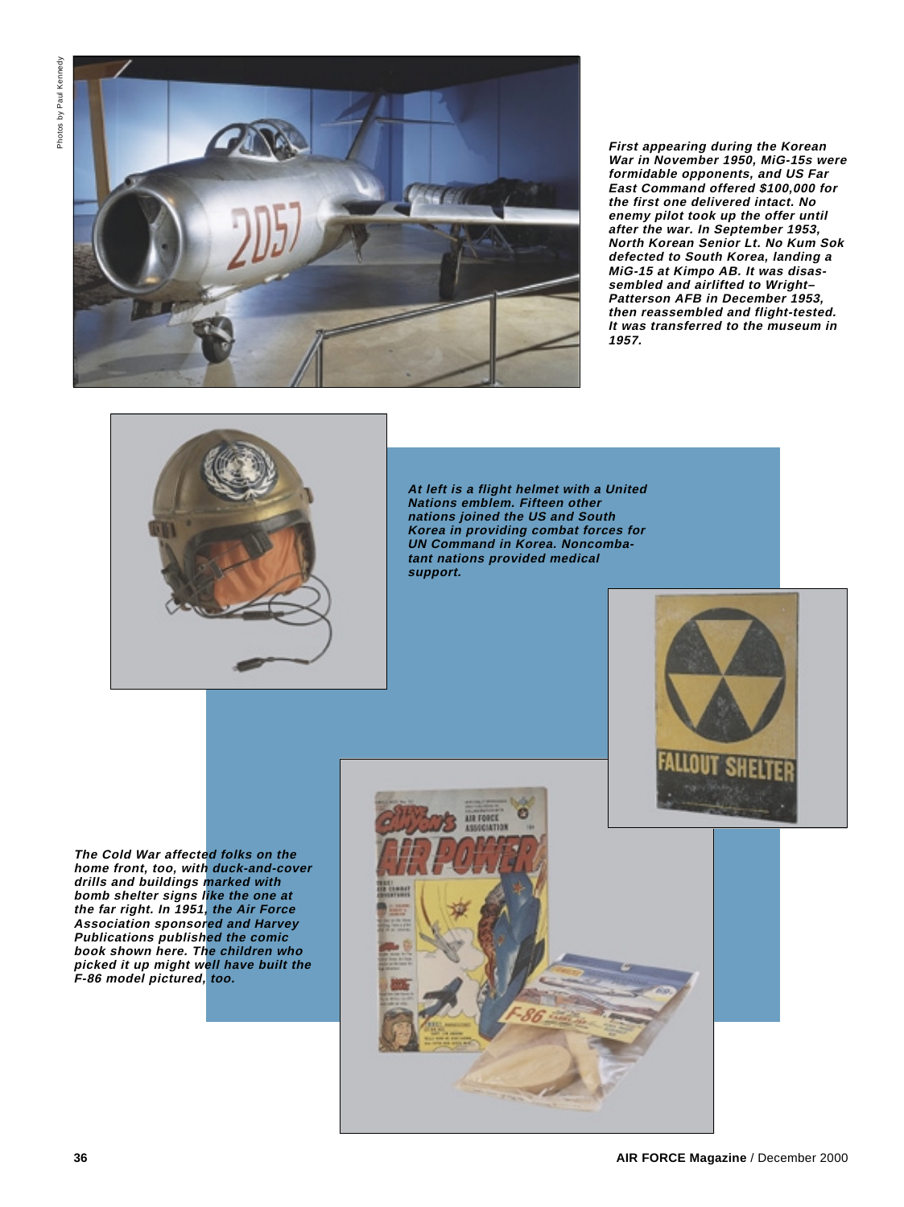Photos by Paul Kennedy

***First appearing during the Korean War in November 1950, MiG-15s were formidable opponents, and US Far East Command offered $100,000 for the first one delivered intact. No enemy pilot took up the offer until after the war. In September 1953, North Korean Senior Lt. No Kum Sok defected to South Korea, landing a MiG-15 at Kimpo AB. It was disassembled and airlifted to Wright–Patterson AFB in December 1953, then reassembled and flight-tested. It was transferred to the museum in 1957.***

***At left is a flight helmet with a United Nations emblem. Fifteen other nations joined the US and South Korea in providing combat forces for UN Command in Korea. Noncombatant nations provided medical support.***

***The Cold War affected folks on the home front, too, with duck-and-cover drills and buildings marked with bomb shelter signs like the one at the far right. In 1951, the Air Force Association sponsored and Harvey Publications published the comic book shown here. The children who picked it up might well have built the F-86 model pictured, too.***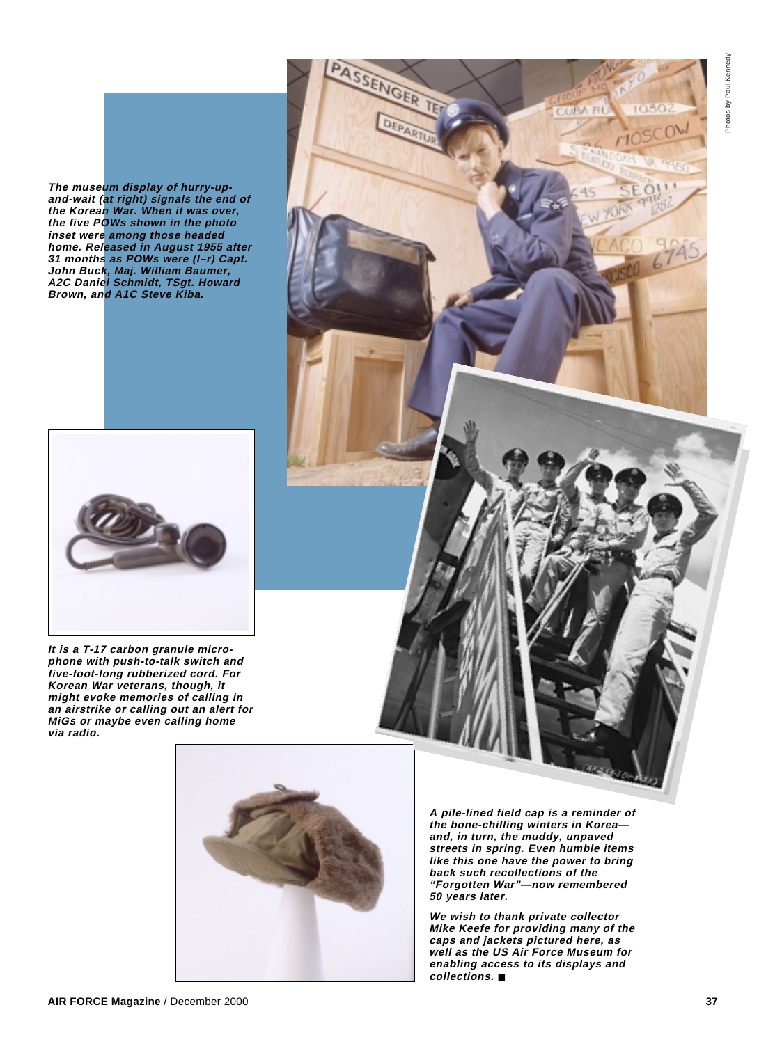The museum display of hurry-up-and-wait (at right) signals the end of the Korean War. When it was over, the five POWs shown in the photo inset were among those headed home. Released in August 1955 after 31 months as POWs were (l–r) Capt. John Buck, Maj. William Baumer, A2C Daniel Schmidt, TSgt. Howard Brown, and A1C Steve Kiba.

It is a T-17 carbon granule microphone with push-to-talk switch and five-foot-long rubberized cord. For Korean War veterans, though, it might evoke memories of calling in an airstrike or calling out an alert for MiGs or maybe even calling home via radio.

A pile-lined field cap is a reminder of the bone-chilling winters in Korea—and, in turn, the muddy, unpaved streets in spring. Even humble items like this one have the power to bring back such recollections of the "Forgotten War"—now remembered 50 years later.

We wish to thank private collector Mike Keefe for providing many of the caps and jackets pictured here, as well as the US Air Force Museum for enabling access to its displays and collections. ■

Photos by Paul Kennedy